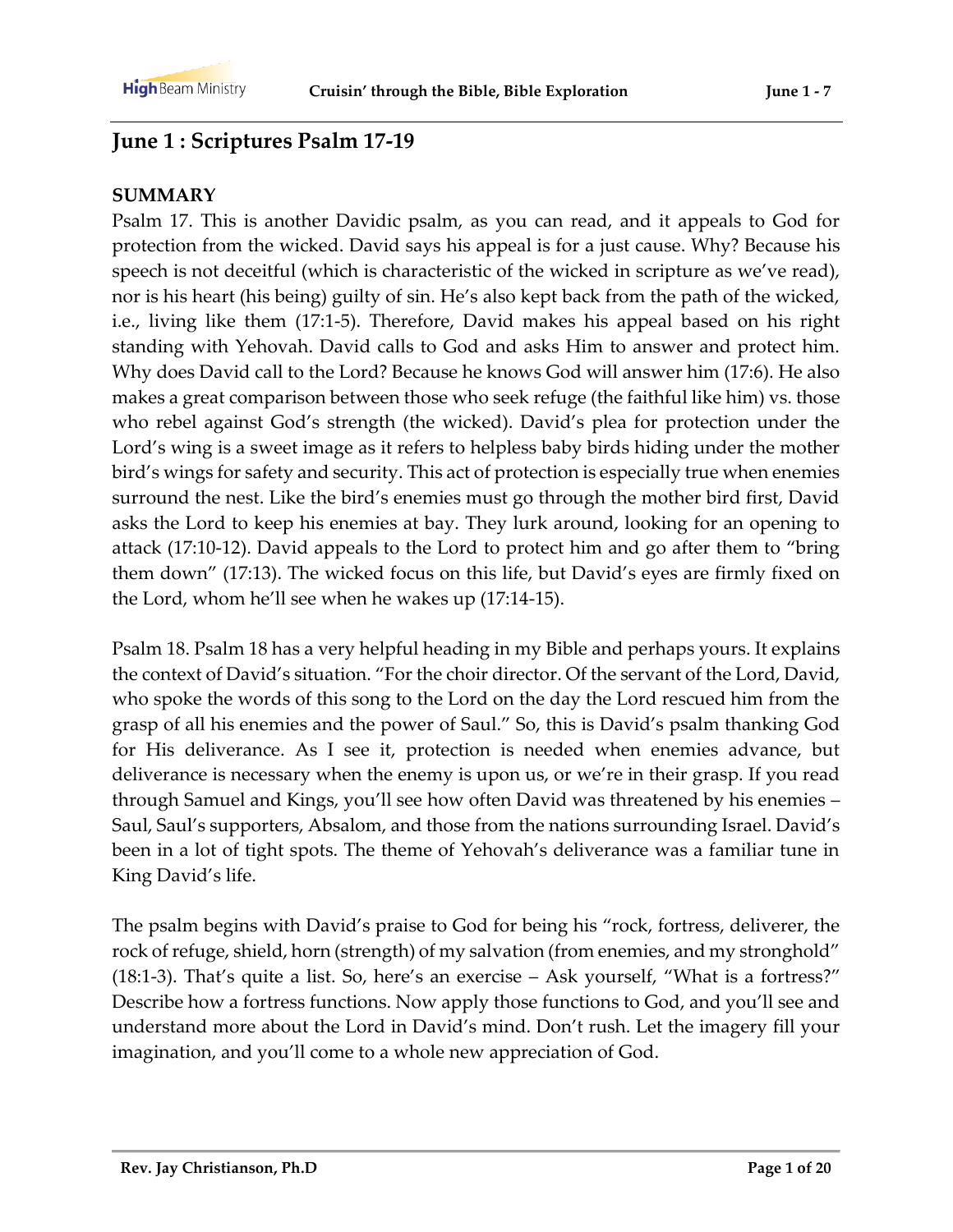## June 1 : Scriptures Psalm 17-19

**SUMMARY**

Psalm 17. This is another Davidic psalm, as you can read, and it appeals to God for protection from the wicked. David says his appeal is for a just cause. Why? Because his speech is not deceitful (which is characteristic of the wicked in scripture as we've read), nor is his heart (his being) guilty of sin. He's also kept back from the path of the wicked, i.e., living like them (17:1-5). Therefore, David makes his appeal based on his right standing with Yehovah. David calls to God and asks Him to answer and protect him. Why does David call to the Lord? Because he knows God will answer him (17:6). He also makes a great comparison between those who seek refuge (the faithful like him) vs. those who rebel against God's strength (the wicked). David's plea for protection under the Lord's wing is a sweet image as it refers to helpless baby birds hiding under the mother bird's wings for safety and security. This act of protection is especially true when enemies surround the nest. Like the bird's enemies must go through the mother bird first, David asks the Lord to keep his enemies at bay. They lurk around, looking for an opening to attack (17:10-12). David appeals to the Lord to protect him and go after them to "bring them down" (17:13). The wicked focus on this life, but David's eyes are firmly fixed on the Lord, whom he'll see when he wakes up (17:14-15).

Psalm 18. Psalm 18 has a very helpful heading in my Bible and perhaps yours. It explains the context of David's situation. "For the choir director. Of the servant of the Lord, David, who spoke the words of this song to the Lord on the day the Lord rescued him from the grasp of all his enemies and the power of Saul." So, this is David's psalm thanking God for His deliverance. As I see it, protection is needed when enemies advance, but deliverance is necessary when the enemy is upon us, or we're in their grasp. If you read through Samuel and Kings, you'll see how often David was threatened by his enemies – Saul, Saul's supporters, Absalom, and those from the nations surrounding Israel. David's been in a lot of tight spots. The theme of Yehovah's deliverance was a familiar tune in King David's life.

The psalm begins with David's praise to God for being his "rock, fortress, deliverer, the rock of refuge, shield, horn (strength) of my salvation (from enemies, and my stronghold" (18:1-3). That's quite a list. So, here's an exercise – Ask yourself, "What is a fortress?" Describe how a fortress functions. Now apply those functions to God, and you'll see and understand more about the Lord in David's mind. Don't rush. Let the imagery fill your imagination, and you'll come to a whole new appreciation of God.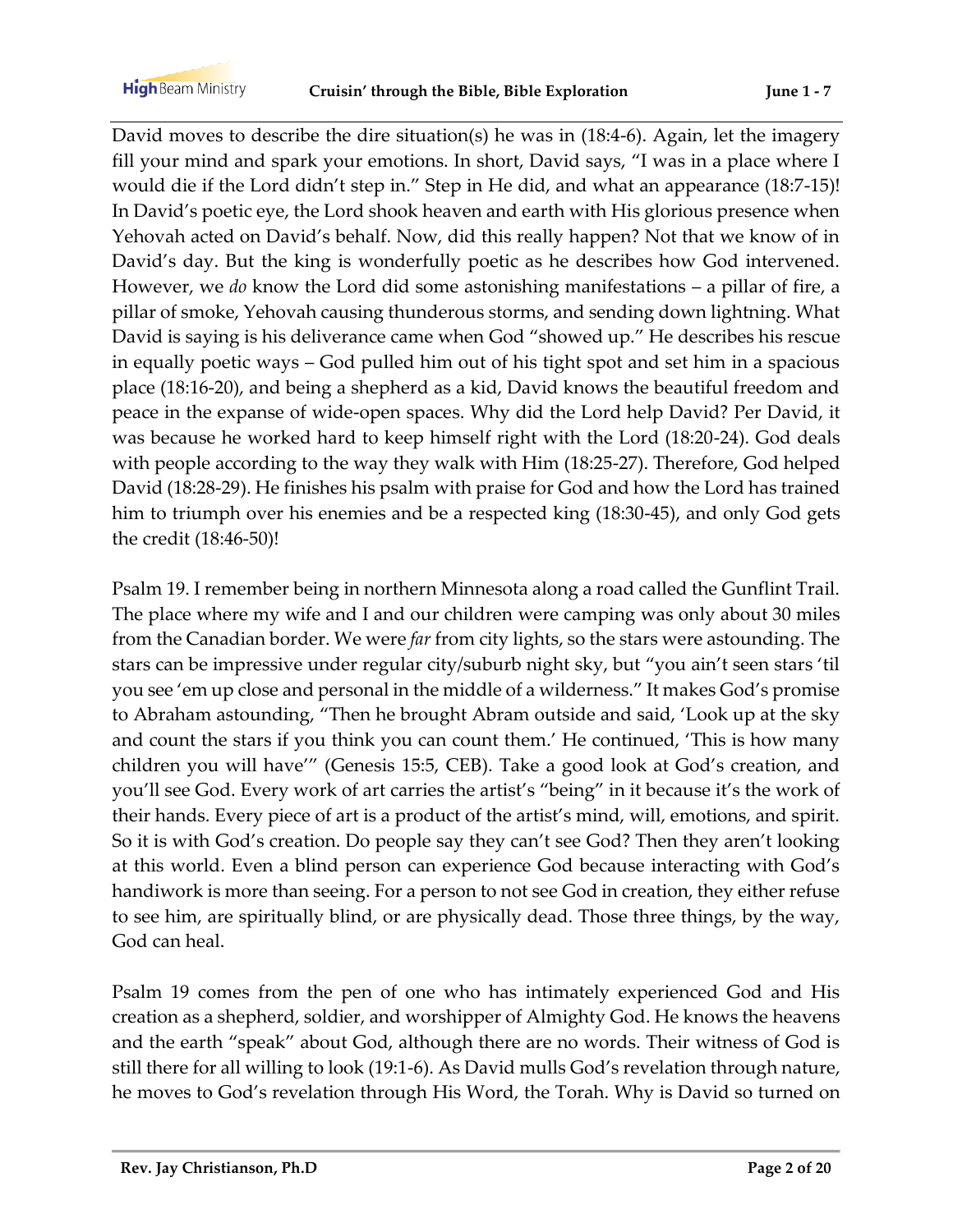David moves to describe the dire situation(s) he was in (18:4-6). Again, let the imagery fill your mind and spark your emotions. In short, David says, "I was in a place where I would die if the Lord didn't step in." Step in He did, and what an appearance (18:7-15)! In David's poetic eye, the Lord shook heaven and earth with His glorious presence when Yehovah acted on David's behalf. Now, did this really happen? Not that we know of in David's day. But the king is wonderfully poetic as he describes how God intervened. However, we *do* know the Lord did some astonishing manifestations – a pillar of fire, a pillar of smoke, Yehovah causing thunderous storms, and sending down lightning. What David is saying is his deliverance came when God "showed up." He describes his rescue in equally poetic ways – God pulled him out of his tight spot and set him in a spacious place (18:16-20), and being a shepherd as a kid, David knows the beautiful freedom and peace in the expanse of wide-open spaces. Why did the Lord help David? Per David, it was because he worked hard to keep himself right with the Lord (18:20-24). God deals with people according to the way they walk with Him (18:25-27). Therefore, God helped David (18:28-29). He finishes his psalm with praise for God and how the Lord has trained him to triumph over his enemies and be a respected king (18:30-45), and only God gets the credit (18:46-50)!

Psalm 19. I remember being in northern Minnesota along a road called the Gunflint Trail. The place where my wife and I and our children were camping was only about 30 miles from the Canadian border. We were *far* from city lights, so the stars were astounding. The stars can be impressive under regular city/suburb night sky, but "you ain't seen stars 'til you see 'em up close and personal in the middle of a wilderness." It makes God's promise to Abraham astounding, "Then he brought Abram outside and said, 'Look up at the sky and count the stars if you think you can count them.' He continued, 'This is how many children you will have'" (Genesis 15:5, CEB). Take a good look at God's creation, and you'll see God. Every work of art carries the artist's "being" in it because it's the work of their hands. Every piece of art is a product of the artist's mind, will, emotions, and spirit. So it is with God's creation. Do people say they can't see God? Then they aren't looking at this world. Even a blind person can experience God because interacting with God's handiwork is more than seeing. For a person to not see God in creation, they either refuse to see him, are spiritually blind, or are physically dead. Those three things, by the way, God can heal.

Psalm 19 comes from the pen of one who has intimately experienced God and His creation as a shepherd, soldier, and worshipper of Almighty God. He knows the heavens and the earth "speak" about God, although there are no words. Their witness of God is still there for all willing to look (19:1-6). As David mulls God's revelation through nature, he moves to God's revelation through His Word, the Torah. Why is David so turned on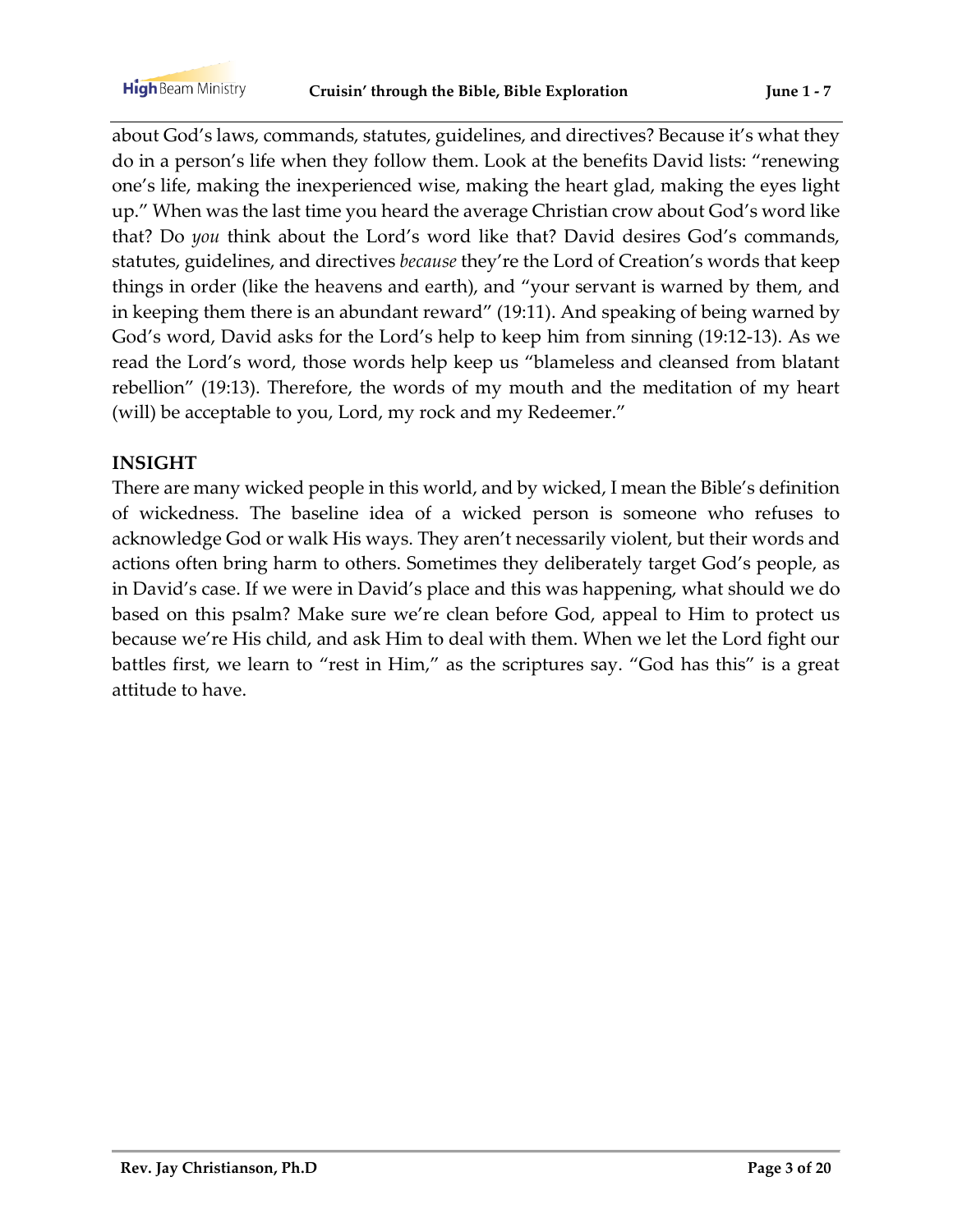about God's laws, commands, statutes, guidelines, and directives? Because it's what they do in a person's life when they follow them. Look at the benefits David lists: "renewing one's life, making the inexperienced wise, making the heart glad, making the eyes light up." When was the last time you heard the average Christian crow about God's word like that? Do *you* think about the Lord's word like that? David desires God's commands, statutes, guidelines, and directives *because* they're the Lord of Creation's words that keep things in order (like the heavens and earth), and "your servant is warned by them, and in keeping them there is an abundant reward" (19:11). And speaking of being warned by God's word, David asks for the Lord's help to keep him from sinning (19:12-13). As we read the Lord's word, those words help keep us "blameless and cleansed from blatant rebellion" (19:13). Therefore, the words of my mouth and the meditation of my heart (will) be acceptable to you, Lord, my rock and my Redeemer."

## INSIGHT

There are many wicked people in this world, and by wicked, I mean the Bible's definition of wickedness. The baseline idea of a wicked person is someone who refuses to acknowledge God or walk His ways. They aren't necessarily violent, but their words and actions often bring harm to others. Sometimes they deliberately target God's people, as in David's case. If we were in David's place and this was happening, what should we do based on this psalm? Make sure we're clean before God, appeal to Him to protect us because we're His child, and ask Him to deal with them. When we let the Lord fight our battles first, we learn to "rest in Him," as the scriptures say. "God has this" is a great attitude to have.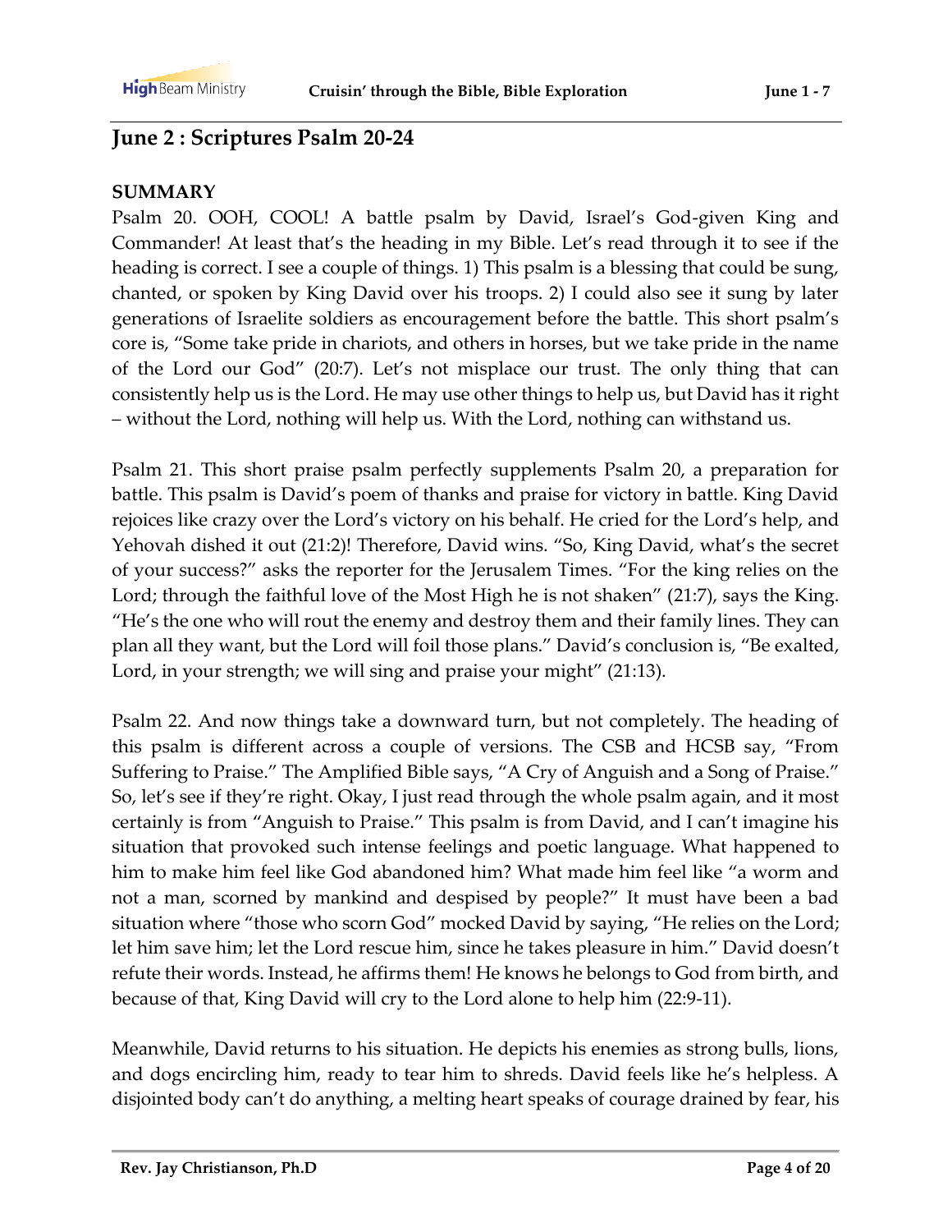## June 2 : Scriptures Psalm 20-24

**SUMMARY**

Psalm 20. OOH, COOL! A battle psalm by David, Israel's God-given King and Commander! At least that's the heading in my Bible. Let's read through it to see if the heading is correct. I see a couple of things. 1) This psalm is a blessing that could be sung, chanted, or spoken by King David over his troops. 2) I could also see it sung by later generations of Israelite soldiers as encouragement before the battle. This short psalm's core is, "Some take pride in chariots, and others in horses, but we take pride in the name of the Lord our God" (20:7). Let's not misplace our trust. The only thing that can consistently help us is the Lord. He may use other things to help us, but David has it right – without the Lord, nothing will help us. With the Lord, nothing can withstand us.

Psalm 21. This short praise psalm perfectly supplements Psalm 20, a preparation for battle. This psalm is David's poem of thanks and praise for victory in battle. King David rejoices like crazy over the Lord's victory on his behalf. He cried for the Lord's help, and Yehovah dished it out (21:2)! Therefore, David wins. "So, King David, what's the secret of your success?" asks the reporter for the Jerusalem Times. "For the king relies on the Lord; through the faithful love of the Most High he is not shaken" (21:7), says the King. "He's the one who will rout the enemy and destroy them and their family lines. They can plan all they want, but the Lord will foil those plans." David's conclusion is, "Be exalted, Lord, in your strength; we will sing and praise your might" (21:13).

Psalm 22. And now things take a downward turn, but not completely. The heading of this psalm is different across a couple of versions. The CSB and HCSB say, "From Suffering to Praise." The Amplified Bible says, "A Cry of Anguish and a Song of Praise." So, let's see if they're right. Okay, I just read through the whole psalm again, and it most certainly is from "Anguish to Praise." This psalm is from David, and I can't imagine his situation that provoked such intense feelings and poetic language. What happened to him to make him feel like God abandoned him? What made him feel like "a worm and not a man, scorned by mankind and despised by people?" It must have been a bad situation where "those who scorn God" mocked David by saying, "He relies on the Lord; let him save him; let the Lord rescue him, since he takes pleasure in him." David doesn't refute their words. Instead, he affirms them! He knows he belongs to God from birth, and because of that, King David will cry to the Lord alone to help him (22:9-11).

Meanwhile, David returns to his situation. He depicts his enemies as strong bulls, lions, and dogs encircling him, ready to tear him to shreds. David feels like he's helpless. A disjointed body can't do anything, a melting heart speaks of courage drained by fear, his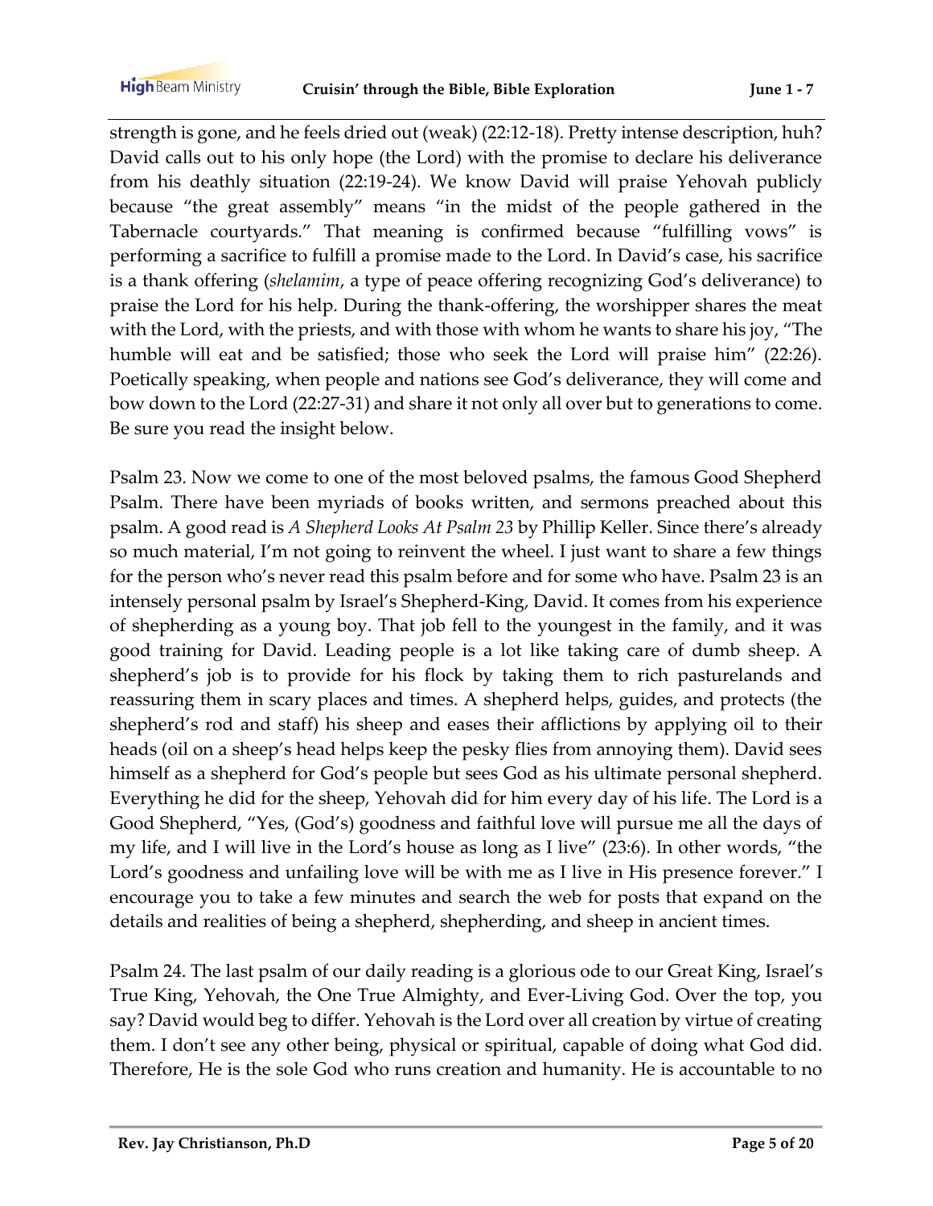strength is gone, and he feels dried out (weak) (22:12-18). Pretty intense description, huh? David calls out to his only hope (the Lord) with the promise to declare his deliverance from his deathly situation (22:19-24). We know David will praise Yehovah publicly because "the great assembly" means "in the midst of the people gathered in the Tabernacle courtyards." That meaning is confirmed because "fulfilling vows" is performing a sacrifice to fulfill a promise made to the Lord. In David's case, his sacrifice is a thank offering (*shelamim*, a type of peace offering recognizing God's deliverance) to praise the Lord for his help. During the thank-offering, the worshipper shares the meat with the Lord, with the priests, and with those with whom he wants to share his joy, "The humble will eat and be satisfied; those who seek the Lord will praise him" (22:26). Poetically speaking, when people and nations see God's deliverance, they will come and bow down to the Lord (22:27-31) and share it not only all over but to generations to come. Be sure you read the insight below.

Psalm 23. Now we come to one of the most beloved psalms, the famous Good Shepherd Psalm. There have been myriads of books written, and sermons preached about this psalm. A good read is *A Shepherd Looks At Psalm 23* by Phillip Keller. Since there's already so much material, I'm not going to reinvent the wheel. I just want to share a few things for the person who's never read this psalm before and for some who have. Psalm 23 is an intensely personal psalm by Israel's Shepherd-King, David. It comes from his experience of shepherding as a young boy. That job fell to the youngest in the family, and it was good training for David. Leading people is a lot like taking care of dumb sheep. A shepherd's job is to provide for his flock by taking them to rich pasturelands and reassuring them in scary places and times. A shepherd helps, guides, and protects (the shepherd's rod and staff) his sheep and eases their afflictions by applying oil to their heads (oil on a sheep's head helps keep the pesky flies from annoying them). David sees himself as a shepherd for God's people but sees God as his ultimate personal shepherd. Everything he did for the sheep, Yehovah did for him every day of his life. The Lord is a Good Shepherd, "Yes, (God's) goodness and faithful love will pursue me all the days of my life, and I will live in the Lord's house as long as I live" (23:6). In other words, "the Lord's goodness and unfailing love will be with me as I live in His presence forever." I encourage you to take a few minutes and search the web for posts that expand on the details and realities of being a shepherd, shepherding, and sheep in ancient times.

Psalm 24. The last psalm of our daily reading is a glorious ode to our Great King, Israel's True King, Yehovah, the One True Almighty, and Ever-Living God. Over the top, you say? David would beg to differ. Yehovah is the Lord over all creation by virtue of creating them. I don't see any other being, physical or spiritual, capable of doing what God did. Therefore, He is the sole God who runs creation and humanity. He is accountable to no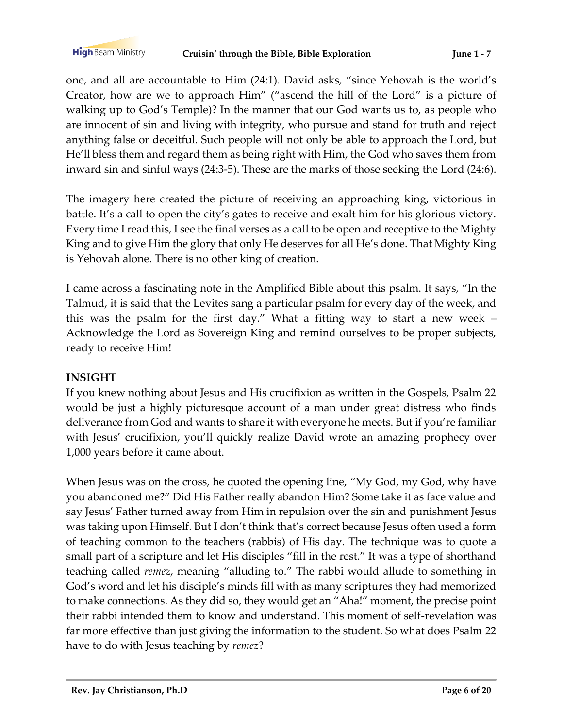one, and all are accountable to Him (24:1). David asks, "since Yehovah is the world's Creator, how are we to approach Him" ("ascend the hill of the Lord" is a picture of walking up to God's Temple)? In the manner that our God wants us to, as people who are innocent of sin and living with integrity, who pursue and stand for truth and reject anything false or deceitful. Such people will not only be able to approach the Lord, but He'll bless them and regard them as being right with Him, the God who saves them from inward sin and sinful ways (24:3-5). These are the marks of those seeking the Lord (24:6).

The imagery here created the picture of receiving an approaching king, victorious in battle. It's a call to open the city's gates to receive and exalt him for his glorious victory. Every time I read this, I see the final verses as a call to be open and receptive to the Mighty King and to give Him the glory that only He deserves for all He's done. That Mighty King is Yehovah alone. There is no other king of creation.

I came across a fascinating note in the Amplified Bible about this psalm. It says, "In the Talmud, it is said that the Levites sang a particular psalm for every day of the week, and this was the psalm for the first day." What a fitting way to start a new week – Acknowledge the Lord as Sovereign King and remind ourselves to be proper subjects, ready to receive Him!

**INSIGHT**

If you knew nothing about Jesus and His crucifixion as written in the Gospels, Psalm 22 would be just a highly picturesque account of a man under great distress who finds deliverance from God and wants to share it with everyone he meets. But if you're familiar with Jesus' crucifixion, you'll quickly realize David wrote an amazing prophecy over 1,000 years before it came about.

When Jesus was on the cross, he quoted the opening line, "My God, my God, why have you abandoned me?" Did His Father really abandon Him? Some take it as face value and say Jesus' Father turned away from Him in repulsion over the sin and punishment Jesus was taking upon Himself. But I don't think that's correct because Jesus often used a form of teaching common to the teachers (rabbis) of His day. The technique was to quote a small part of a scripture and let His disciples "fill in the rest." It was a type of shorthand teaching called *remez*, meaning "alluding to." The rabbi would allude to something in God's word and let his disciple's minds fill with as many scriptures they had memorized to make connections. As they did so, they would get an "Aha!" moment, the precise point their rabbi intended them to know and understand. This moment of self-revelation was far more effective than just giving the information to the student. So what does Psalm 22 have to do with Jesus teaching by *remez*?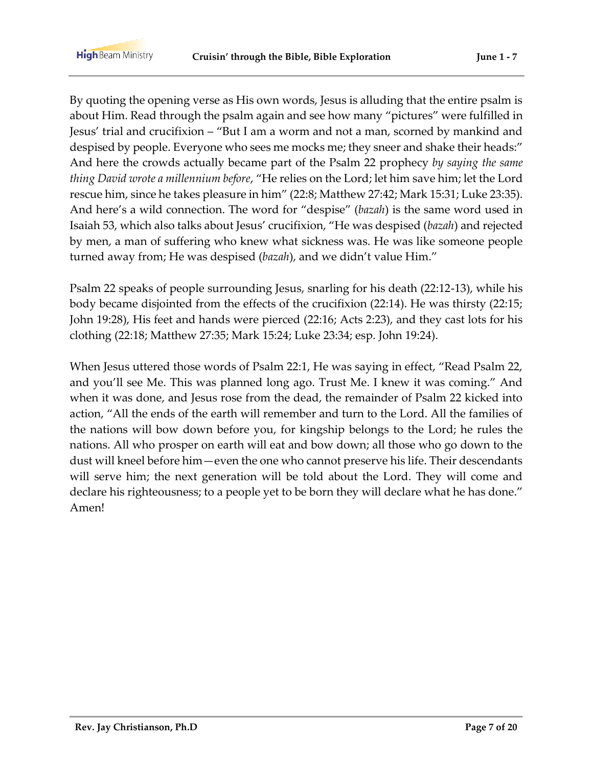By quoting the opening verse as His own words, Jesus is alluding that the entire psalm is about Him. Read through the psalm again and see how many "pictures" were fulfilled in Jesus' trial and crucifixion – "But I am a worm and not a man, scorned by mankind and despised by people. Everyone who sees me mocks me; they sneer and shake their heads:" And here the crowds actually became part of the Psalm 22 prophecy *by saying the same thing David wrote a millennium before*, "He relies on the Lord; let him save him; let the Lord rescue him, since he takes pleasure in him" (22:8; Matthew 27:42; Mark 15:31; Luke 23:35). And here's a wild connection. The word for "despise" (*bazah*) is the same word used in Isaiah 53, which also talks about Jesus' crucifixion, "He was despised (*bazah*) and rejected by men, a man of suffering who knew what sickness was. He was like someone people turned away from; He was despised (*bazah*), and we didn't value Him."

Psalm 22 speaks of people surrounding Jesus, snarling for his death (22:12-13), while his body became disjointed from the effects of the crucifixion (22:14). He was thirsty (22:15; John 19:28), His feet and hands were pierced (22:16; Acts 2:23), and they cast lots for his clothing (22:18; Matthew 27:35; Mark 15:24; Luke 23:34; esp. John 19:24).

When Jesus uttered those words of Psalm 22:1, He was saying in effect, "Read Psalm 22, and you'll see Me. This was planned long ago. Trust Me. I knew it was coming." And when it was done, and Jesus rose from the dead, the remainder of Psalm 22 kicked into action, "All the ends of the earth will remember and turn to the Lord. All the families of the nations will bow down before you, for kingship belongs to the Lord; he rules the nations. All who prosper on earth will eat and bow down; all those who go down to the dust will kneel before him—even the one who cannot preserve his life. Their descendants will serve him; the next generation will be told about the Lord. They will come and declare his righteousness; to a people yet to be born they will declare what he has done." Amen!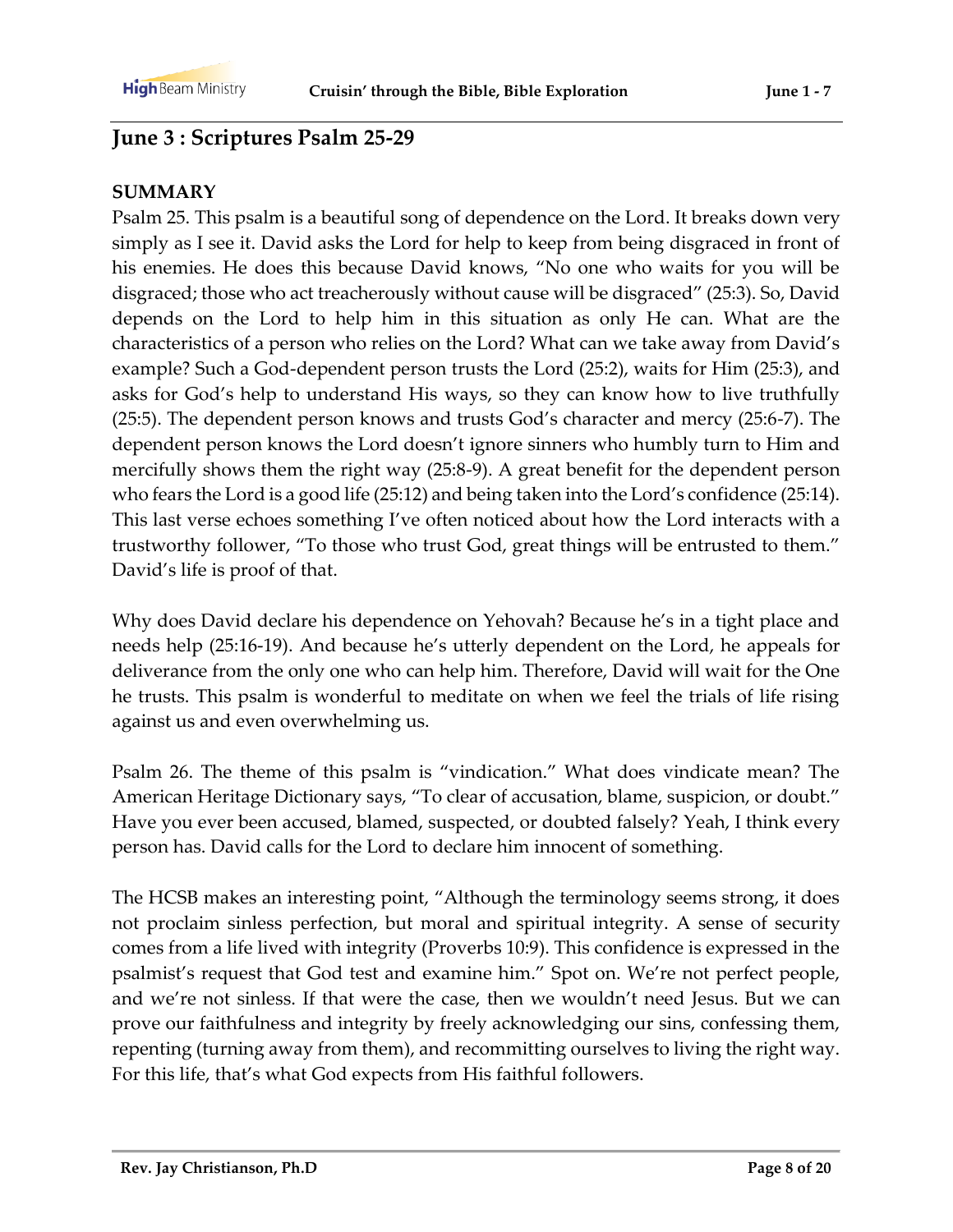## June 3 : Scriptures Psalm 25-29

**SUMMARY**

Psalm 25. This psalm is a beautiful song of dependence on the Lord. It breaks down very simply as I see it. David asks the Lord for help to keep from being disgraced in front of his enemies. He does this because David knows, "No one who waits for you will be disgraced; those who act treacherously without cause will be disgraced" (25:3). So, David depends on the Lord to help him in this situation as only He can. What are the characteristics of a person who relies on the Lord? What can we take away from David's example? Such a God-dependent person trusts the Lord (25:2), waits for Him (25:3), and asks for God's help to understand His ways, so they can know how to live truthfully (25:5). The dependent person knows and trusts God's character and mercy (25:6-7). The dependent person knows the Lord doesn't ignore sinners who humbly turn to Him and mercifully shows them the right way (25:8-9). A great benefit for the dependent person who fears the Lord is a good life (25:12) and being taken into the Lord's confidence (25:14). This last verse echoes something I've often noticed about how the Lord interacts with a trustworthy follower, "To those who trust God, great things will be entrusted to them." David's life is proof of that.

Why does David declare his dependence on Yehovah? Because he's in a tight place and needs help (25:16-19). And because he's utterly dependent on the Lord, he appeals for deliverance from the only one who can help him. Therefore, David will wait for the One he trusts. This psalm is wonderful to meditate on when we feel the trials of life rising against us and even overwhelming us.

Psalm 26. The theme of this psalm is "vindication." What does vindicate mean? The American Heritage Dictionary says, "To clear of accusation, blame, suspicion, or doubt." Have you ever been accused, blamed, suspected, or doubted falsely? Yeah, I think every person has. David calls for the Lord to declare him innocent of something.

The HCSB makes an interesting point, "Although the terminology seems strong, it does not proclaim sinless perfection, but moral and spiritual integrity. A sense of security comes from a life lived with integrity (Proverbs 10:9). This confidence is expressed in the psalmist's request that God test and examine him." Spot on. We're not perfect people, and we're not sinless. If that were the case, then we wouldn't need Jesus. But we can prove our faithfulness and integrity by freely acknowledging our sins, confessing them, repenting (turning away from them), and recommitting ourselves to living the right way. For this life, that's what God expects from His faithful followers.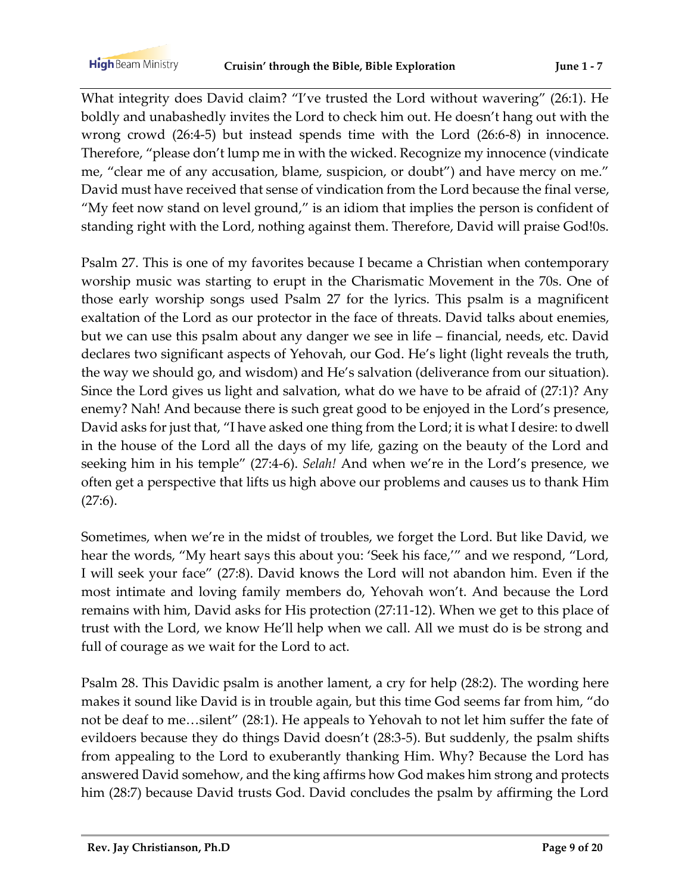What integrity does David claim? "I've trusted the Lord without wavering" (26:1). He boldly and unabashedly invites the Lord to check him out. He doesn't hang out with the wrong crowd (26:4-5) but instead spends time with the Lord (26:6-8) in innocence. Therefore, "please don't lump me in with the wicked. Recognize my innocence (vindicate me, "clear me of any accusation, blame, suspicion, or doubt") and have mercy on me." David must have received that sense of vindication from the Lord because the final verse, "My feet now stand on level ground," is an idiom that implies the person is confident of standing right with the Lord, nothing against them. Therefore, David will praise God!0s.

Psalm 27. This is one of my favorites because I became a Christian when contemporary worship music was starting to erupt in the Charismatic Movement in the 70s. One of those early worship songs used Psalm 27 for the lyrics. This psalm is a magnificent exaltation of the Lord as our protector in the face of threats. David talks about enemies, but we can use this psalm about any danger we see in life – financial, needs, etc. David declares two significant aspects of Yehovah, our God. He's light (light reveals the truth, the way we should go, and wisdom) and He's salvation (deliverance from our situation). Since the Lord gives us light and salvation, what do we have to be afraid of (27:1)? Any enemy? Nah! And because there is such great good to be enjoyed in the Lord's presence, David asks for just that, "I have asked one thing from the Lord; it is what I desire: to dwell in the house of the Lord all the days of my life, gazing on the beauty of the Lord and seeking him in his temple" (27:4-6). *Selah!* And when we're in the Lord's presence, we often get a perspective that lifts us high above our problems and causes us to thank Him (27:6).

Sometimes, when we're in the midst of troubles, we forget the Lord. But like David, we hear the words, "My heart says this about you: 'Seek his face,'" and we respond, "Lord, I will seek your face" (27:8). David knows the Lord will not abandon him. Even if the most intimate and loving family members do, Yehovah won't. And because the Lord remains with him, David asks for His protection (27:11-12). When we get to this place of trust with the Lord, we know He'll help when we call. All we must do is be strong and full of courage as we wait for the Lord to act.

Psalm 28. This Davidic psalm is another lament, a cry for help (28:2). The wording here makes it sound like David is in trouble again, but this time God seems far from him, "do not be deaf to me…silent" (28:1). He appeals to Yehovah to not let him suffer the fate of evildoers because they do things David doesn't (28:3-5). But suddenly, the psalm shifts from appealing to the Lord to exuberantly thanking Him. Why? Because the Lord has answered David somehow, and the king affirms how God makes him strong and protects him (28:7) because David trusts God. David concludes the psalm by affirming the Lord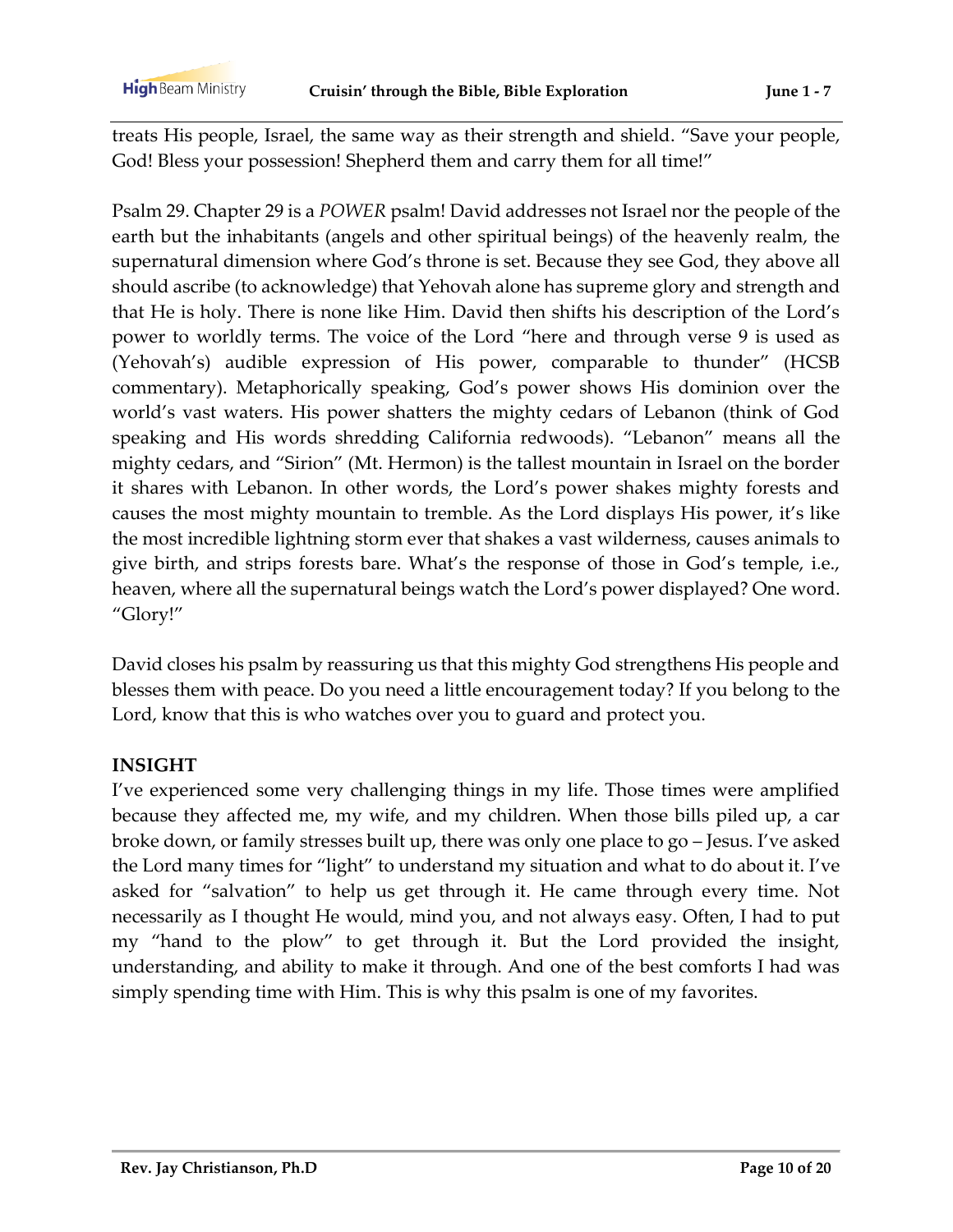treats His people, Israel, the same way as their strength and shield. "Save your people, God! Bless your possession! Shepherd them and carry them for all time!"

Psalm 29. Chapter 29 is a *POWER* psalm! David addresses not Israel nor the people of the earth but the inhabitants (angels and other spiritual beings) of the heavenly realm, the supernatural dimension where God's throne is set. Because they see God, they above all should ascribe (to acknowledge) that Yehovah alone has supreme glory and strength and that He is holy. There is none like Him. David then shifts his description of the Lord's power to worldly terms. The voice of the Lord "here and through verse 9 is used as (Yehovah's) audible expression of His power, comparable to thunder" (HCSB commentary). Metaphorically speaking, God's power shows His dominion over the world's vast waters. His power shatters the mighty cedars of Lebanon (think of God speaking and His words shredding California redwoods). "Lebanon" means all the mighty cedars, and "Sirion" (Mt. Hermon) is the tallest mountain in Israel on the border it shares with Lebanon. In other words, the Lord's power shakes mighty forests and causes the most mighty mountain to tremble. As the Lord displays His power, it's like the most incredible lightning storm ever that shakes a vast wilderness, causes animals to give birth, and strips forests bare. What's the response of those in God's temple, i.e., heaven, where all the supernatural beings watch the Lord's power displayed? One word. "Glory!"

David closes his psalm by reassuring us that this mighty God strengthens His people and blesses them with peace. Do you need a little encouragement today? If you belong to the Lord, know that this is who watches over you to guard and protect you.

**INSIGHT**

I've experienced some very challenging things in my life. Those times were amplified because they affected me, my wife, and my children. When those bills piled up, a car broke down, or family stresses built up, there was only one place to go – Jesus. I've asked the Lord many times for "light" to understand my situation and what to do about it. I've asked for "salvation" to help us get through it. He came through every time. Not necessarily as I thought He would, mind you, and not always easy. Often, I had to put my "hand to the plow" to get through it. But the Lord provided the insight, understanding, and ability to make it through. And one of the best comforts I had was simply spending time with Him. This is why this psalm is one of my favorites.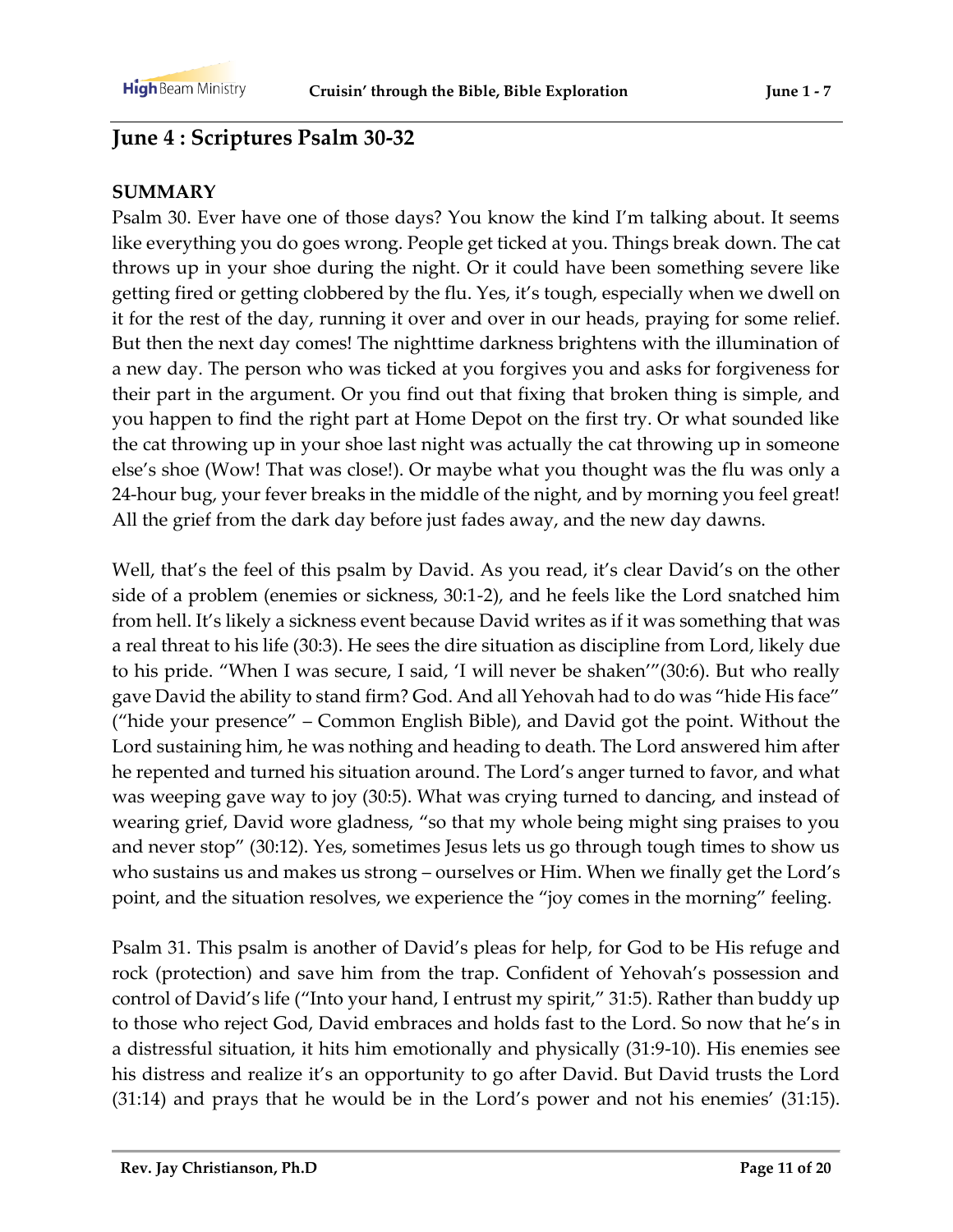## June 4 : Scriptures Psalm 30-32

**SUMMARY**

Psalm 30. Ever have one of those days? You know the kind I'm talking about. It seems like everything you do goes wrong. People get ticked at you. Things break down. The cat throws up in your shoe during the night. Or it could have been something severe like getting fired or getting clobbered by the flu. Yes, it's tough, especially when we dwell on it for the rest of the day, running it over and over in our heads, praying for some relief. But then the next day comes! The nighttime darkness brightens with the illumination of a new day. The person who was ticked at you forgives you and asks for forgiveness for their part in the argument. Or you find out that fixing that broken thing is simple, and you happen to find the right part at Home Depot on the first try. Or what sounded like the cat throwing up in your shoe last night was actually the cat throwing up in someone else's shoe (Wow! That was close!). Or maybe what you thought was the flu was only a 24-hour bug, your fever breaks in the middle of the night, and by morning you feel great! All the grief from the dark day before just fades away, and the new day dawns.

Well, that's the feel of this psalm by David. As you read, it's clear David's on the other side of a problem (enemies or sickness, 30:1-2), and he feels like the Lord snatched him from hell. It's likely a sickness event because David writes as if it was something that was a real threat to his life (30:3). He sees the dire situation as discipline from Lord, likely due to his pride. "When I was secure, I said, 'I will never be shaken'"(30:6). But who really gave David the ability to stand firm? God. And all Yehovah had to do was "hide His face" ("hide your presence" – Common English Bible), and David got the point. Without the Lord sustaining him, he was nothing and heading to death. The Lord answered him after he repented and turned his situation around. The Lord's anger turned to favor, and what was weeping gave way to joy (30:5). What was crying turned to dancing, and instead of wearing grief, David wore gladness, "so that my whole being might sing praises to you and never stop" (30:12). Yes, sometimes Jesus lets us go through tough times to show us who sustains us and makes us strong – ourselves or Him. When we finally get the Lord's point, and the situation resolves, we experience the "joy comes in the morning" feeling.

Psalm 31. This psalm is another of David's pleas for help, for God to be His refuge and rock (protection) and save him from the trap. Confident of Yehovah's possession and control of David's life ("Into your hand, I entrust my spirit," 31:5). Rather than buddy up to those who reject God, David embraces and holds fast to the Lord. So now that he's in a distressful situation, it hits him emotionally and physically (31:9-10). His enemies see his distress and realize it's an opportunity to go after David. But David trusts the Lord (31:14) and prays that he would be in the Lord's power and not his enemies' (31:15).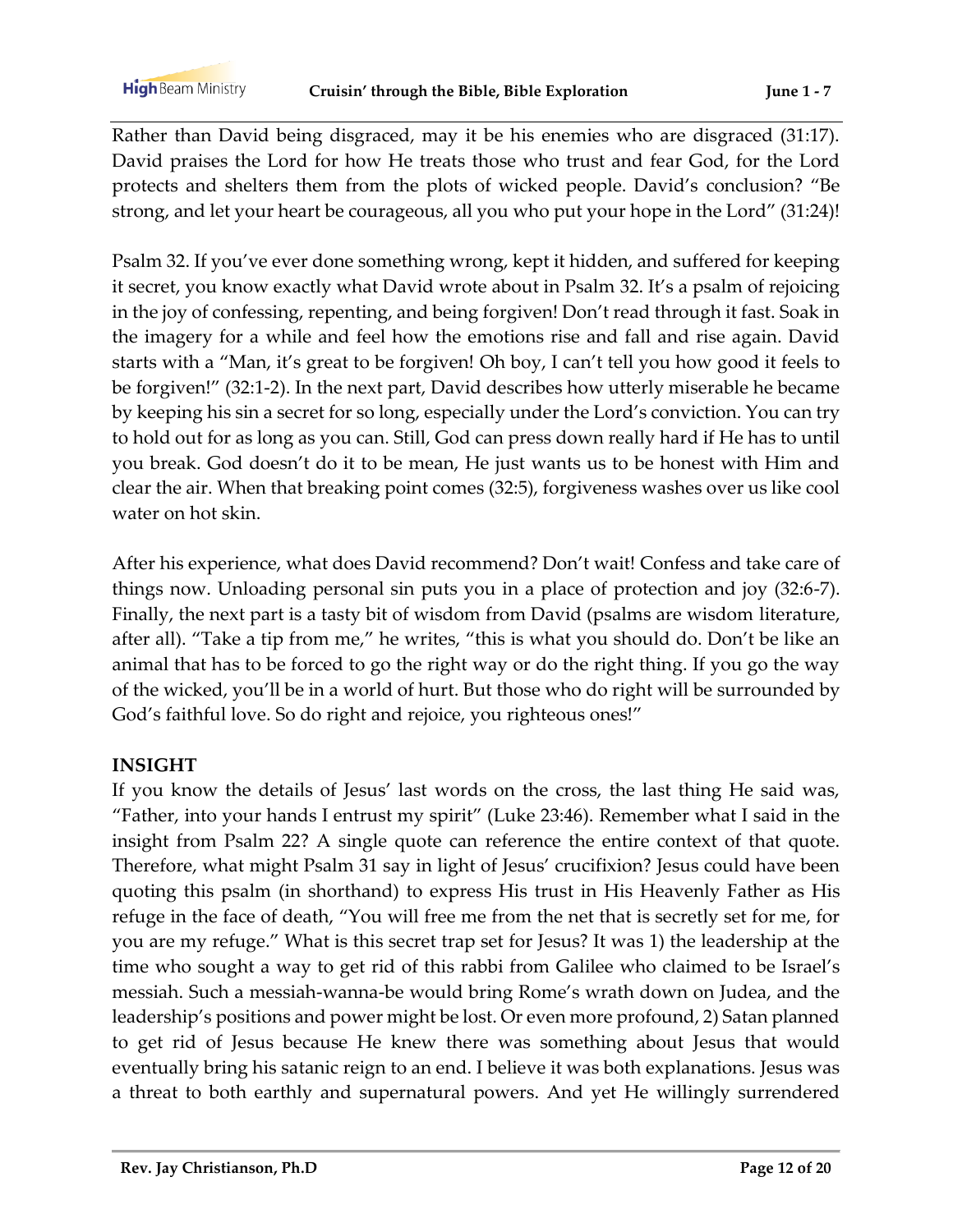Rather than David being disgraced, may it be his enemies who are disgraced (31:17). David praises the Lord for how He treats those who trust and fear God, for the Lord protects and shelters them from the plots of wicked people. David's conclusion? "Be strong, and let your heart be courageous, all you who put your hope in the Lord" (31:24)!

Psalm 32. If you've ever done something wrong, kept it hidden, and suffered for keeping it secret, you know exactly what David wrote about in Psalm 32. It's a psalm of rejoicing in the joy of confessing, repenting, and being forgiven! Don't read through it fast. Soak in the imagery for a while and feel how the emotions rise and fall and rise again. David starts with a "Man, it's great to be forgiven! Oh boy, I can't tell you how good it feels to be forgiven!" (32:1-2). In the next part, David describes how utterly miserable he became by keeping his sin a secret for so long, especially under the Lord's conviction. You can try to hold out for as long as you can. Still, God can press down really hard if He has to until you break. God doesn't do it to be mean, He just wants us to be honest with Him and clear the air. When that breaking point comes (32:5), forgiveness washes over us like cool water on hot skin.

After his experience, what does David recommend? Don't wait! Confess and take care of things now. Unloading personal sin puts you in a place of protection and joy (32:6-7). Finally, the next part is a tasty bit of wisdom from David (psalms are wisdom literature, after all). "Take a tip from me," he writes, "this is what you should do. Don't be like an animal that has to be forced to go the right way or do the right thing. If you go the way of the wicked, you'll be in a world of hurt. But those who do right will be surrounded by God's faithful love. So do right and rejoice, you righteous ones!"

**INSIGHT**

If you know the details of Jesus' last words on the cross, the last thing He said was, "Father, into your hands I entrust my spirit" (Luke 23:46). Remember what I said in the insight from Psalm 22? A single quote can reference the entire context of that quote. Therefore, what might Psalm 31 say in light of Jesus' crucifixion? Jesus could have been quoting this psalm (in shorthand) to express His trust in His Heavenly Father as His refuge in the face of death, "You will free me from the net that is secretly set for me, for you are my refuge." What is this secret trap set for Jesus? It was 1) the leadership at the time who sought a way to get rid of this rabbi from Galilee who claimed to be Israel's messiah. Such a messiah-wanna-be would bring Rome's wrath down on Judea, and the leadership's positions and power might be lost. Or even more profound, 2) Satan planned to get rid of Jesus because He knew there was something about Jesus that would eventually bring his satanic reign to an end. I believe it was both explanations. Jesus was a threat to both earthly and supernatural powers. And yet He willingly surrendered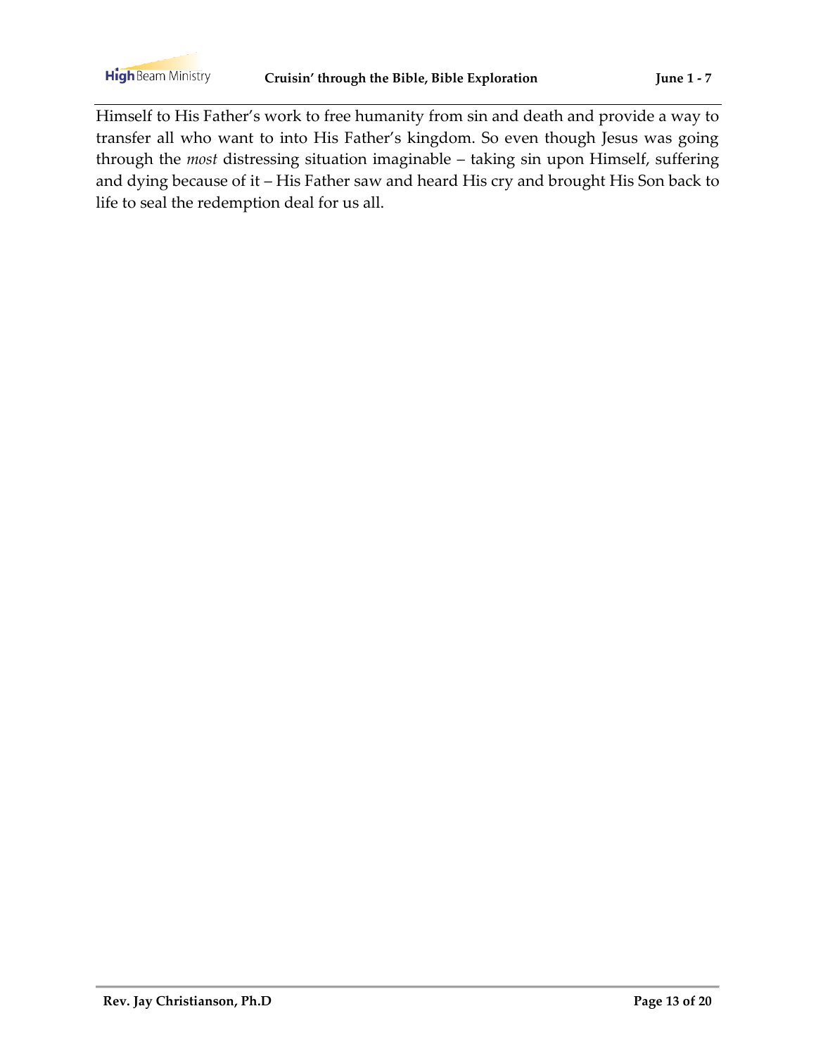Himself to His Father's work to free humanity from sin and death and provide a way to transfer all who want to into His Father's kingdom. So even though Jesus was going through the *most* distressing situation imaginable – taking sin upon Himself, suffering and dying because of it – His Father saw and heard His cry and brought His Son back to life to seal the redemption deal for us all.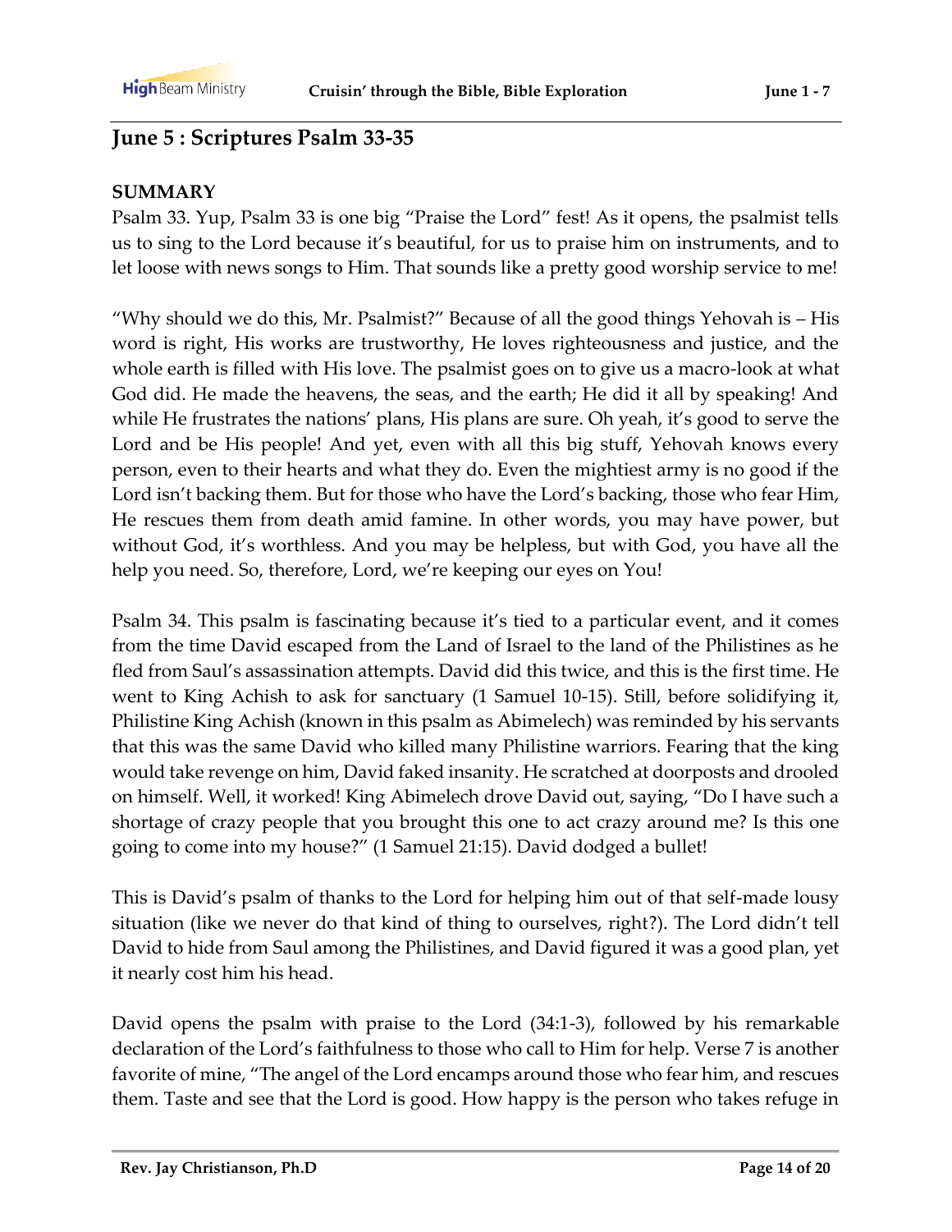## June 5 : Scriptures Psalm 33-35

**SUMMARY**

Psalm 33. Yup, Psalm 33 is one big "Praise the Lord" fest! As it opens, the psalmist tells us to sing to the Lord because it's beautiful, for us to praise him on instruments, and to let loose with news songs to Him. That sounds like a pretty good worship service to me!

"Why should we do this, Mr. Psalmist?" Because of all the good things Yehovah is – His word is right, His works are trustworthy, He loves righteousness and justice, and the whole earth is filled with His love. The psalmist goes on to give us a macro-look at what God did. He made the heavens, the seas, and the earth; He did it all by speaking! And while He frustrates the nations' plans, His plans are sure. Oh yeah, it's good to serve the Lord and be His people! And yet, even with all this big stuff, Yehovah knows every person, even to their hearts and what they do. Even the mightiest army is no good if the Lord isn't backing them. But for those who have the Lord's backing, those who fear Him, He rescues them from death amid famine. In other words, you may have power, but without God, it's worthless. And you may be helpless, but with God, you have all the help you need. So, therefore, Lord, we're keeping our eyes on You!

Psalm 34. This psalm is fascinating because it's tied to a particular event, and it comes from the time David escaped from the Land of Israel to the land of the Philistines as he fled from Saul's assassination attempts. David did this twice, and this is the first time. He went to King Achish to ask for sanctuary (1 Samuel 10-15). Still, before solidifying it, Philistine King Achish (known in this psalm as Abimelech) was reminded by his servants that this was the same David who killed many Philistine warriors. Fearing that the king would take revenge on him, David faked insanity. He scratched at doorposts and drooled on himself. Well, it worked! King Abimelech drove David out, saying, "Do I have such a shortage of crazy people that you brought this one to act crazy around me? Is this one going to come into my house?" (1 Samuel 21:15). David dodged a bullet!

This is David's psalm of thanks to the Lord for helping him out of that self-made lousy situation (like we never do that kind of thing to ourselves, right?). The Lord didn't tell David to hide from Saul among the Philistines, and David figured it was a good plan, yet it nearly cost him his head.

David opens the psalm with praise to the Lord (34:1-3), followed by his remarkable declaration of the Lord's faithfulness to those who call to Him for help. Verse 7 is another favorite of mine, "The angel of the Lord encamps around those who fear him, and rescues them. Taste and see that the Lord is good. How happy is the person who takes refuge in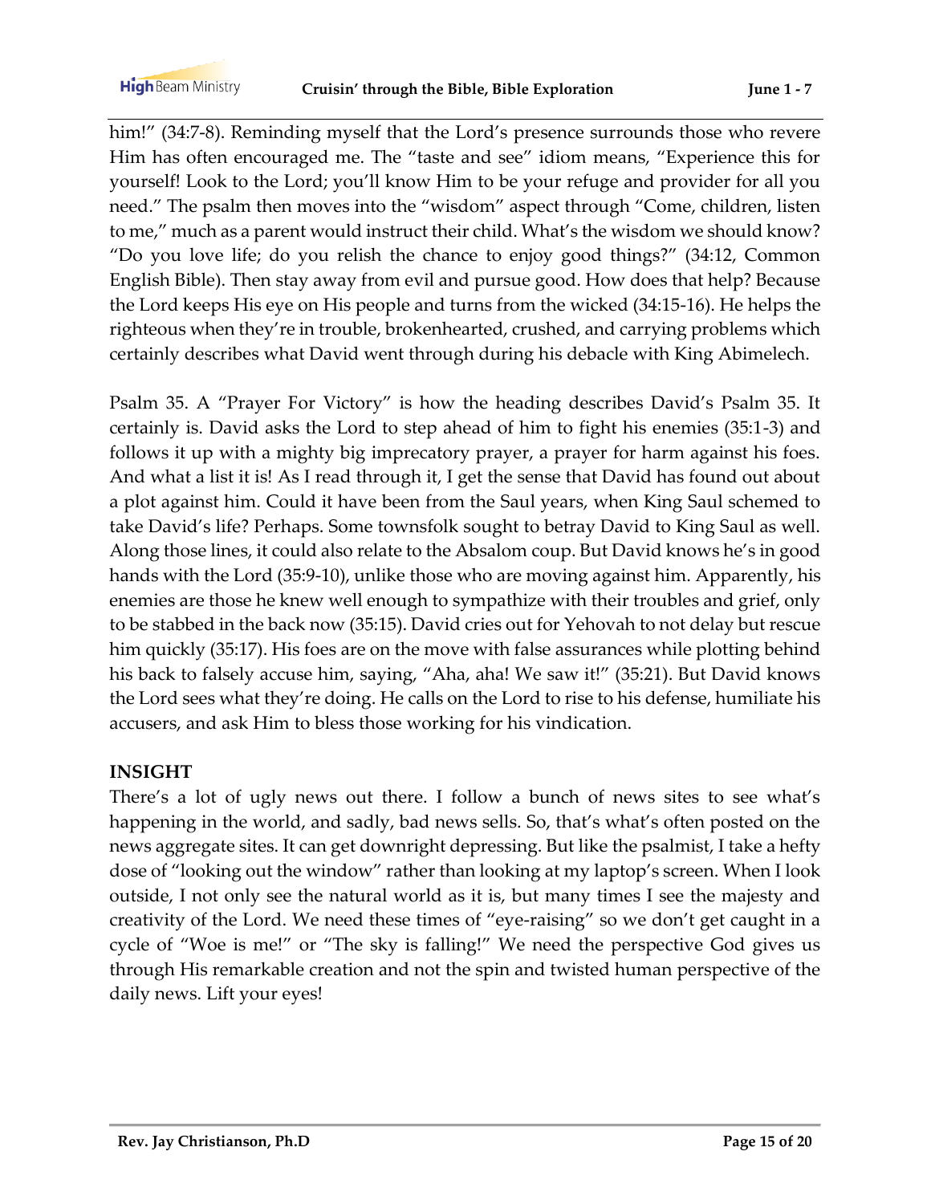him!" (34:7-8). Reminding myself that the Lord's presence surrounds those who revere Him has often encouraged me. The "taste and see" idiom means, "Experience this for yourself! Look to the Lord; you'll know Him to be your refuge and provider for all you need." The psalm then moves into the "wisdom" aspect through "Come, children, listen to me," much as a parent would instruct their child. What's the wisdom we should know? "Do you love life; do you relish the chance to enjoy good things?" (34:12, Common English Bible). Then stay away from evil and pursue good. How does that help? Because the Lord keeps His eye on His people and turns from the wicked (34:15-16). He helps the righteous when they're in trouble, brokenhearted, crushed, and carrying problems which certainly describes what David went through during his debacle with King Abimelech.

Psalm 35. A "Prayer For Victory" is how the heading describes David's Psalm 35. It certainly is. David asks the Lord to step ahead of him to fight his enemies (35:1-3) and follows it up with a mighty big imprecatory prayer, a prayer for harm against his foes. And what a list it is! As I read through it, I get the sense that David has found out about a plot against him. Could it have been from the Saul years, when King Saul schemed to take David's life? Perhaps. Some townsfolk sought to betray David to King Saul as well. Along those lines, it could also relate to the Absalom coup. But David knows he's in good hands with the Lord (35:9-10), unlike those who are moving against him. Apparently, his enemies are those he knew well enough to sympathize with their troubles and grief, only to be stabbed in the back now (35:15). David cries out for Yehovah to not delay but rescue him quickly (35:17). His foes are on the move with false assurances while plotting behind his back to falsely accuse him, saying, "Aha, aha! We saw it!" (35:21). But David knows the Lord sees what they're doing. He calls on the Lord to rise to his defense, humiliate his accusers, and ask Him to bless those working for his vindication.

**INSIGHT**

There's a lot of ugly news out there. I follow a bunch of news sites to see what's happening in the world, and sadly, bad news sells. So, that's what's often posted on the news aggregate sites. It can get downright depressing. But like the psalmist, I take a hefty dose of "looking out the window" rather than looking at my laptop's screen. When I look outside, I not only see the natural world as it is, but many times I see the majesty and creativity of the Lord. We need these times of "eye-raising" so we don't get caught in a cycle of "Woe is me!" or "The sky is falling!" We need the perspective God gives us through His remarkable creation and not the spin and twisted human perspective of the daily news. Lift your eyes!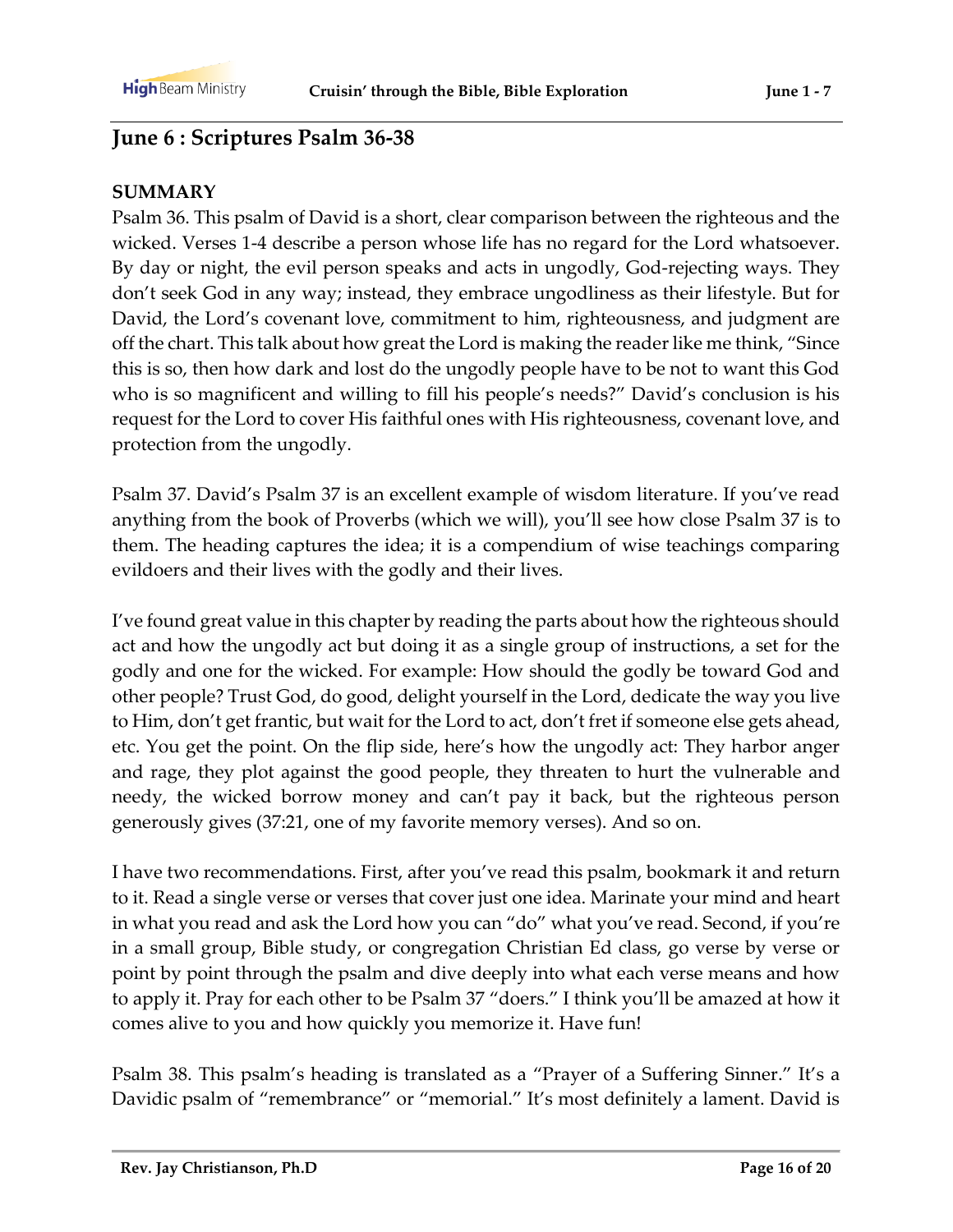## June 6 : Scriptures Psalm 36-38

**SUMMARY**

Psalm 36. This psalm of David is a short, clear comparison between the righteous and the wicked. Verses 1-4 describe a person whose life has no regard for the Lord whatsoever. By day or night, the evil person speaks and acts in ungodly, God-rejecting ways. They don't seek God in any way; instead, they embrace ungodliness as their lifestyle. But for David, the Lord's covenant love, commitment to him, righteousness, and judgment are off the chart. This talk about how great the Lord is making the reader like me think, "Since this is so, then how dark and lost do the ungodly people have to be not to want this God who is so magnificent and willing to fill his people's needs?" David's conclusion is his request for the Lord to cover His faithful ones with His righteousness, covenant love, and protection from the ungodly.

Psalm 37. David's Psalm 37 is an excellent example of wisdom literature. If you've read anything from the book of Proverbs (which we will), you'll see how close Psalm 37 is to them. The heading captures the idea; it is a compendium of wise teachings comparing evildoers and their lives with the godly and their lives.

I've found great value in this chapter by reading the parts about how the righteous should act and how the ungodly act but doing it as a single group of instructions, a set for the godly and one for the wicked. For example: How should the godly be toward God and other people? Trust God, do good, delight yourself in the Lord, dedicate the way you live to Him, don't get frantic, but wait for the Lord to act, don't fret if someone else gets ahead, etc. You get the point. On the flip side, here's how the ungodly act: They harbor anger and rage, they plot against the good people, they threaten to hurt the vulnerable and needy, the wicked borrow money and can't pay it back, but the righteous person generously gives (37:21, one of my favorite memory verses). And so on.

I have two recommendations. First, after you've read this psalm, bookmark it and return to it. Read a single verse or verses that cover just one idea. Marinate your mind and heart in what you read and ask the Lord how you can "do" what you've read. Second, if you're in a small group, Bible study, or congregation Christian Ed class, go verse by verse or point by point through the psalm and dive deeply into what each verse means and how to apply it. Pray for each other to be Psalm 37 "doers." I think you'll be amazed at how it comes alive to you and how quickly you memorize it. Have fun!

Psalm 38. This psalm's heading is translated as a "Prayer of a Suffering Sinner." It's a Davidic psalm of "remembrance" or "memorial." It's most definitely a lament. David is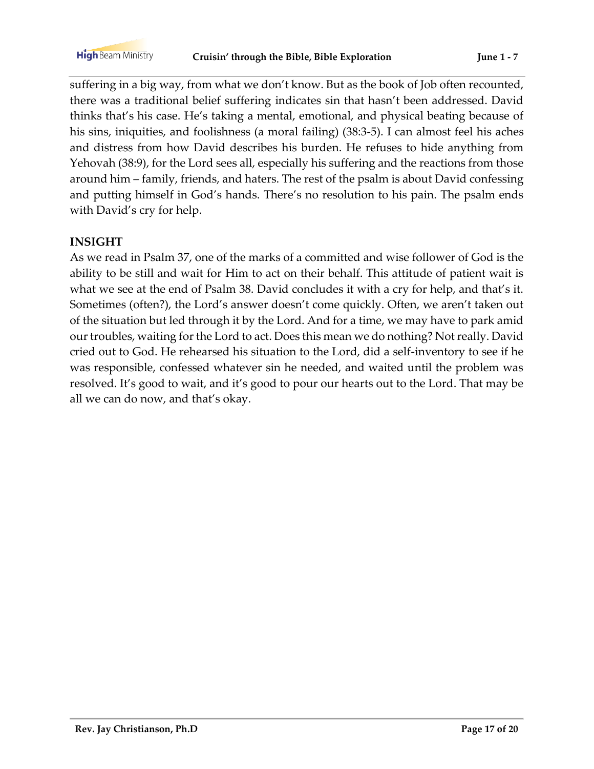suffering in a big way, from what we don't know. But as the book of Job often recounted, there was a traditional belief suffering indicates sin that hasn't been addressed. David thinks that's his case. He's taking a mental, emotional, and physical beating because of his sins, iniquities, and foolishness (a moral failing) (38:3-5). I can almost feel his aches and distress from how David describes his burden. He refuses to hide anything from Yehovah (38:9), for the Lord sees all, especially his suffering and the reactions from those around him – family, friends, and haters. The rest of the psalm is about David confessing and putting himself in God's hands. There's no resolution to his pain. The psalm ends with David's cry for help.

**INSIGHT**

As we read in Psalm 37, one of the marks of a committed and wise follower of God is the ability to be still and wait for Him to act on their behalf. This attitude of patient wait is what we see at the end of Psalm 38. David concludes it with a cry for help, and that's it. Sometimes (often?), the Lord's answer doesn't come quickly. Often, we aren't taken out of the situation but led through it by the Lord. And for a time, we may have to park amid our troubles, waiting for the Lord to act. Does this mean we do nothing? Not really. David cried out to God. He rehearsed his situation to the Lord, did a self-inventory to see if he was responsible, confessed whatever sin he needed, and waited until the problem was resolved. It's good to wait, and it's good to pour our hearts out to the Lord. That may be all we can do now, and that's okay.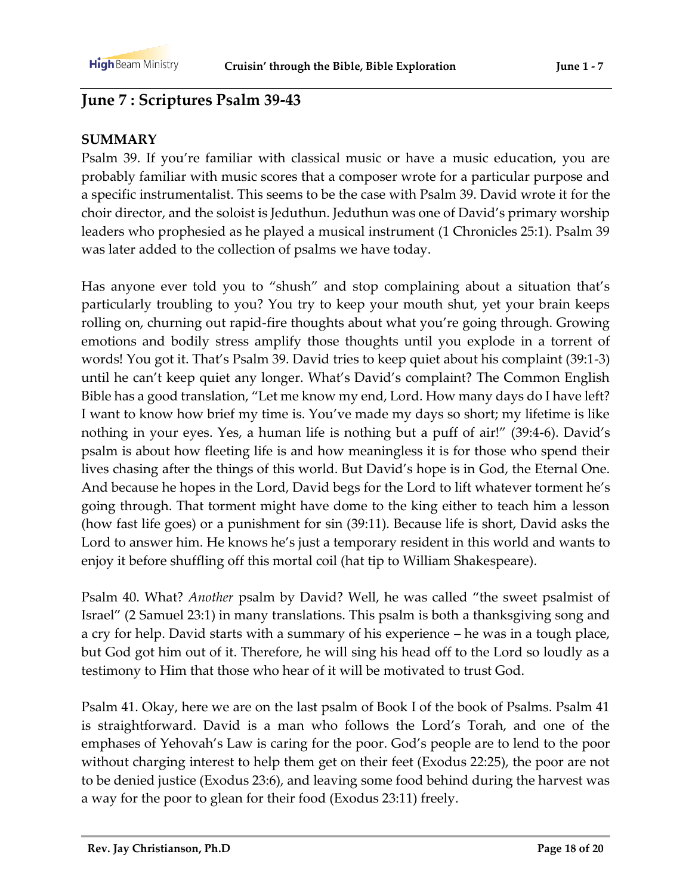## June 7 : Scriptures Psalm 39-43

**SUMMARY**

Psalm 39. If you're familiar with classical music or have a music education, you are probably familiar with music scores that a composer wrote for a particular purpose and a specific instrumentalist. This seems to be the case with Psalm 39. David wrote it for the choir director, and the soloist is Jeduthun. Jeduthun was one of David's primary worship leaders who prophesied as he played a musical instrument (1 Chronicles 25:1). Psalm 39 was later added to the collection of psalms we have today.

Has anyone ever told you to "shush" and stop complaining about a situation that's particularly troubling to you? You try to keep your mouth shut, yet your brain keeps rolling on, churning out rapid-fire thoughts about what you're going through. Growing emotions and bodily stress amplify those thoughts until you explode in a torrent of words! You got it. That's Psalm 39. David tries to keep quiet about his complaint (39:1-3) until he can't keep quiet any longer. What's David's complaint? The Common English Bible has a good translation, "Let me know my end, Lord. How many days do I have left? I want to know how brief my time is. You've made my days so short; my lifetime is like nothing in your eyes. Yes, a human life is nothing but a puff of air!" (39:4-6). David's psalm is about how fleeting life is and how meaningless it is for those who spend their lives chasing after the things of this world. But David's hope is in God, the Eternal One. And because he hopes in the Lord, David begs for the Lord to lift whatever torment he's going through. That torment might have dome to the king either to teach him a lesson (how fast life goes) or a punishment for sin (39:11). Because life is short, David asks the Lord to answer him. He knows he's just a temporary resident in this world and wants to enjoy it before shuffling off this mortal coil (hat tip to William Shakespeare).

Psalm 40. What? *Another* psalm by David? Well, he was called "the sweet psalmist of Israel" (2 Samuel 23:1) in many translations. This psalm is both a thanksgiving song and a cry for help. David starts with a summary of his experience – he was in a tough place, but God got him out of it. Therefore, he will sing his head off to the Lord so loudly as a testimony to Him that those who hear of it will be motivated to trust God.

Psalm 41. Okay, here we are on the last psalm of Book I of the book of Psalms. Psalm 41 is straightforward. David is a man who follows the Lord's Torah, and one of the emphases of Yehovah's Law is caring for the poor. God's people are to lend to the poor without charging interest to help them get on their feet (Exodus 22:25), the poor are not to be denied justice (Exodus 23:6), and leaving some food behind during the harvest was a way for the poor to glean for their food (Exodus 23:11) freely.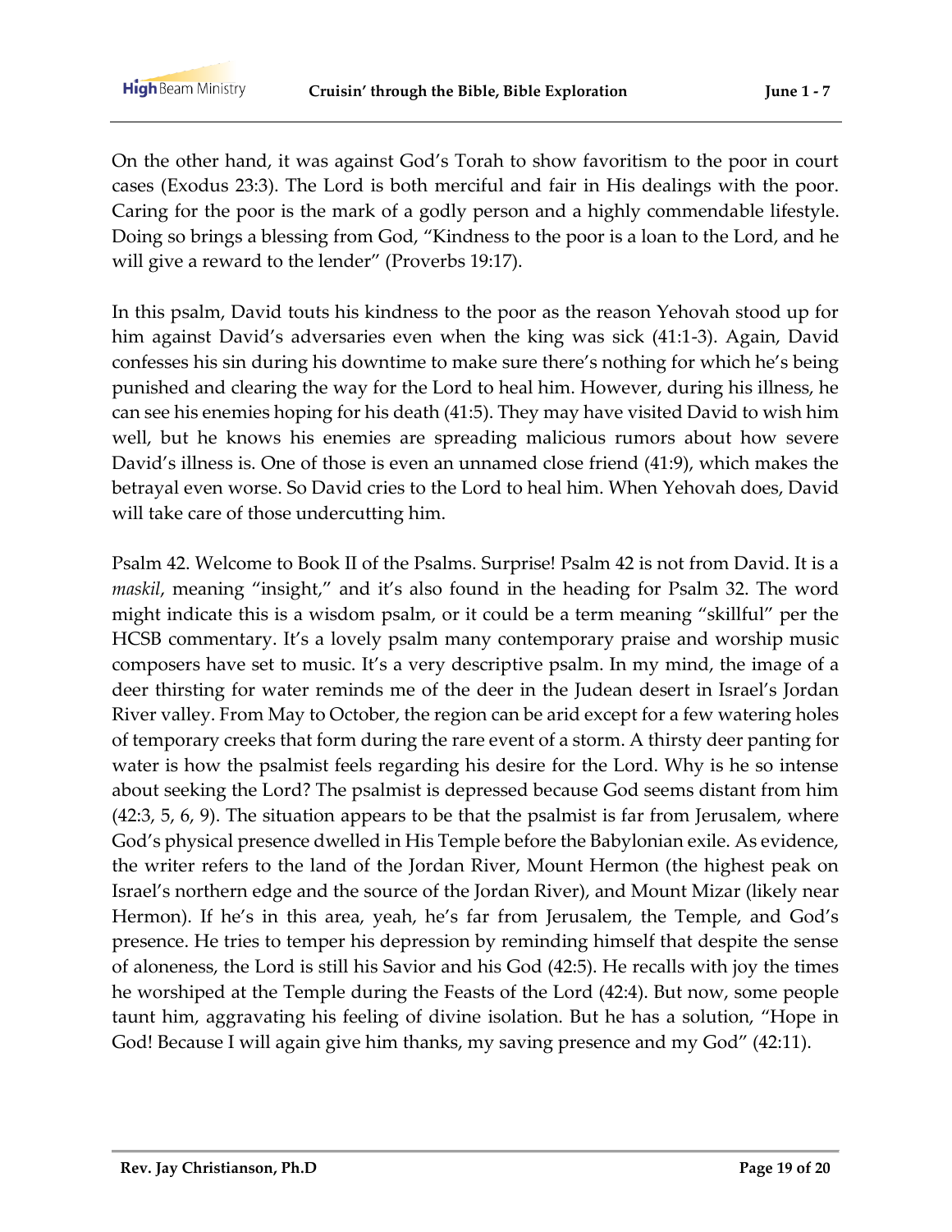On the other hand, it was against God's Torah to show favoritism to the poor in court cases (Exodus 23:3). The Lord is both merciful and fair in His dealings with the poor. Caring for the poor is the mark of a godly person and a highly commendable lifestyle. Doing so brings a blessing from God, "Kindness to the poor is a loan to the Lord, and he will give a reward to the lender" (Proverbs 19:17).

In this psalm, David touts his kindness to the poor as the reason Yehovah stood up for him against David's adversaries even when the king was sick (41:1-3). Again, David confesses his sin during his downtime to make sure there's nothing for which he's being punished and clearing the way for the Lord to heal him. However, during his illness, he can see his enemies hoping for his death (41:5). They may have visited David to wish him well, but he knows his enemies are spreading malicious rumors about how severe David's illness is. One of those is even an unnamed close friend (41:9), which makes the betrayal even worse. So David cries to the Lord to heal him. When Yehovah does, David will take care of those undercutting him.

Psalm 42. Welcome to Book II of the Psalms. Surprise! Psalm 42 is not from David. It is a *maskil*, meaning "insight," and it's also found in the heading for Psalm 32. The word might indicate this is a wisdom psalm, or it could be a term meaning "skillful" per the HCSB commentary. It's a lovely psalm many contemporary praise and worship music composers have set to music. It's a very descriptive psalm. In my mind, the image of a deer thirsting for water reminds me of the deer in the Judean desert in Israel's Jordan River valley. From May to October, the region can be arid except for a few watering holes of temporary creeks that form during the rare event of a storm. A thirsty deer panting for water is how the psalmist feels regarding his desire for the Lord. Why is he so intense about seeking the Lord? The psalmist is depressed because God seems distant from him (42:3, 5, 6, 9). The situation appears to be that the psalmist is far from Jerusalem, where God's physical presence dwelled in His Temple before the Babylonian exile. As evidence, the writer refers to the land of the Jordan River, Mount Hermon (the highest peak on Israel's northern edge and the source of the Jordan River), and Mount Mizar (likely near Hermon). If he's in this area, yeah, he's far from Jerusalem, the Temple, and God's presence. He tries to temper his depression by reminding himself that despite the sense of aloneness, the Lord is still his Savior and his God (42:5). He recalls with joy the times he worshiped at the Temple during the Feasts of the Lord (42:4). But now, some people taunt him, aggravating his feeling of divine isolation. But he has a solution, "Hope in God! Because I will again give him thanks, my saving presence and my God" (42:11).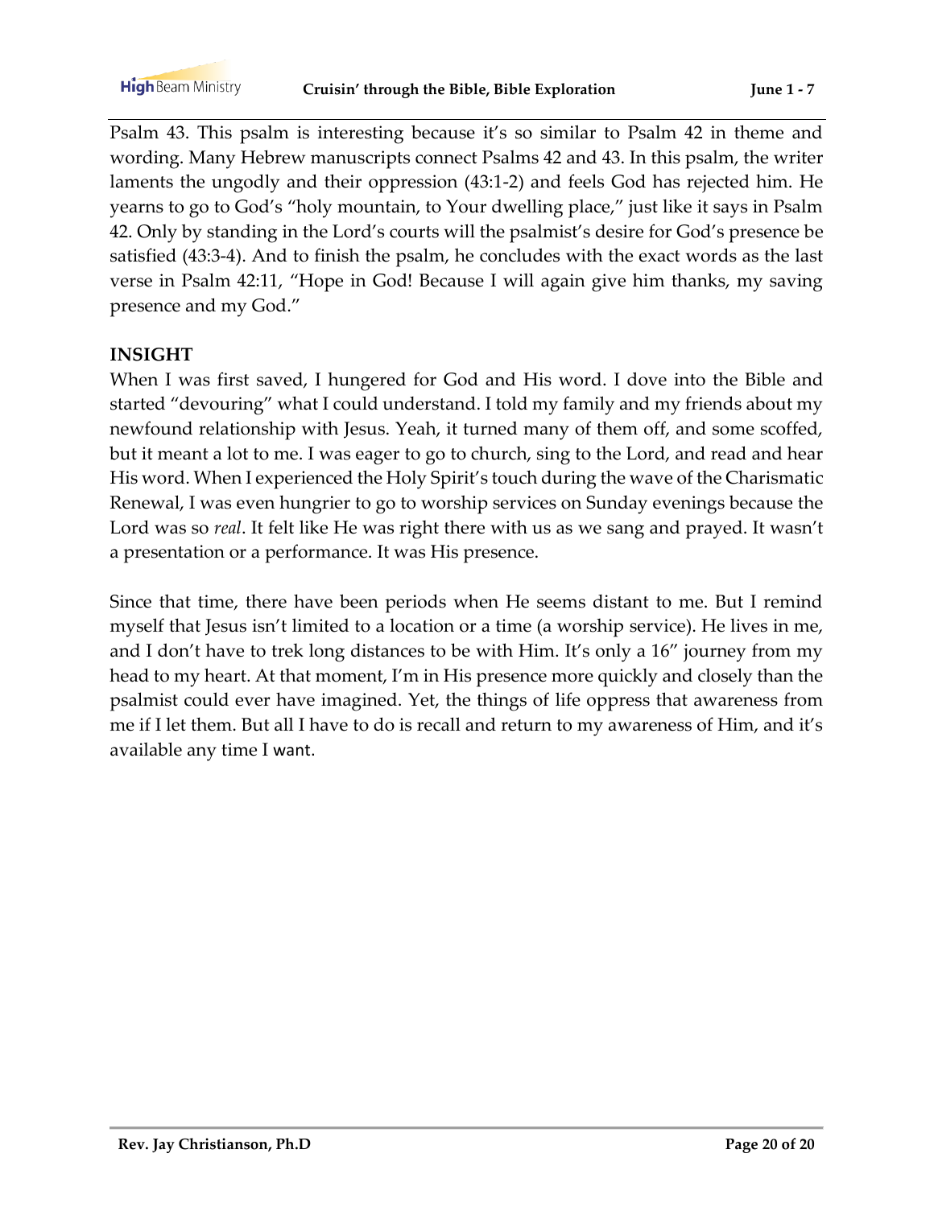Psalm 43. This psalm is interesting because it's so similar to Psalm 42 in theme and wording. Many Hebrew manuscripts connect Psalms 42 and 43. In this psalm, the writer laments the ungodly and their oppression (43:1-2) and feels God has rejected him. He yearns to go to God's "holy mountain, to Your dwelling place," just like it says in Psalm 42. Only by standing in the Lord's courts will the psalmist's desire for God's presence be satisfied (43:3-4). And to finish the psalm, he concludes with the exact words as the last verse in Psalm 42:11, "Hope in God! Because I will again give him thanks, my saving presence and my God."

**INSIGHT**

When I was first saved, I hungered for God and His word. I dove into the Bible and started "devouring" what I could understand. I told my family and my friends about my newfound relationship with Jesus. Yeah, it turned many of them off, and some scoffed, but it meant a lot to me. I was eager to go to church, sing to the Lord, and read and hear His word. When I experienced the Holy Spirit's touch during the wave of the Charismatic Renewal, I was even hungrier to go to worship services on Sunday evenings because the Lord was so *real*. It felt like He was right there with us as we sang and prayed. It wasn't a presentation or a performance. It was His presence.

Since that time, there have been periods when He seems distant to me. But I remind myself that Jesus isn't limited to a location or a time (a worship service). He lives in me, and I don't have to trek long distances to be with Him. It's only a 16" journey from my head to my heart. At that moment, I'm in His presence more quickly and closely than the psalmist could ever have imagined. Yet, the things of life oppress that awareness from me if I let them. But all I have to do is recall and return to my awareness of Him, and it's available any time I want.